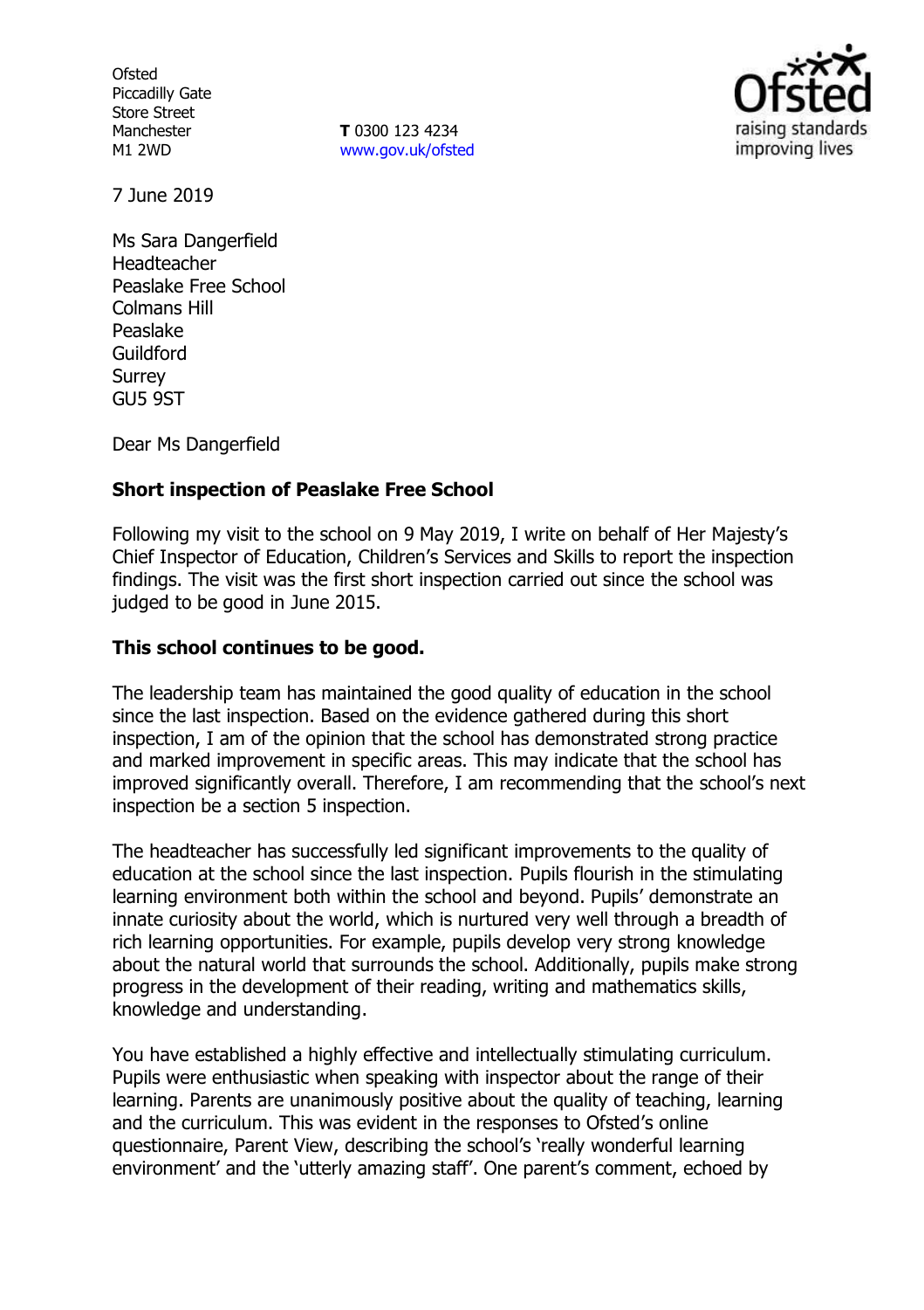Ofsted
Piccadilly Gate
Store Street
Manchester
M1 2WD

**T** 0300 123 4234
www.gov.uk/ofsted

7 June 2019

Ms Sara Dangerfield
Headteacher
Peaslake Free School
Colmans Hill
Peaslake
Guildford
Surrey
GU5 9ST

Dear Ms Dangerfield

**Short inspection of Peaslake Free School**

Following my visit to the school on 9 May 2019, I write on behalf of Her Majesty's Chief Inspector of Education, Children's Services and Skills to report the inspection findings. The visit was the first short inspection carried out since the school was judged to be good in June 2015.

**This school continues to be good.**

The leadership team has maintained the good quality of education in the school since the last inspection. Based on the evidence gathered during this short inspection, I am of the opinion that the school has demonstrated strong practice and marked improvement in specific areas. This may indicate that the school has improved significantly overall. Therefore, I am recommending that the school's next inspection be a section 5 inspection.

The headteacher has successfully led significant improvements to the quality of education at the school since the last inspection. Pupils flourish in the stimulating learning environment both within the school and beyond. Pupils' demonstrate an innate curiosity about the world, which is nurtured very well through a breadth of rich learning opportunities. For example, pupils develop very strong knowledge about the natural world that surrounds the school. Additionally, pupils make strong progress in the development of their reading, writing and mathematics skills, knowledge and understanding.

You have established a highly effective and intellectually stimulating curriculum. Pupils were enthusiastic when speaking with inspector about the range of their learning. Parents are unanimously positive about the quality of teaching, learning and the curriculum. This was evident in the responses to Ofsted's online questionnaire, Parent View, describing the school's 'really wonderful learning environment' and the 'utterly amazing staff'. One parent's comment, echoed by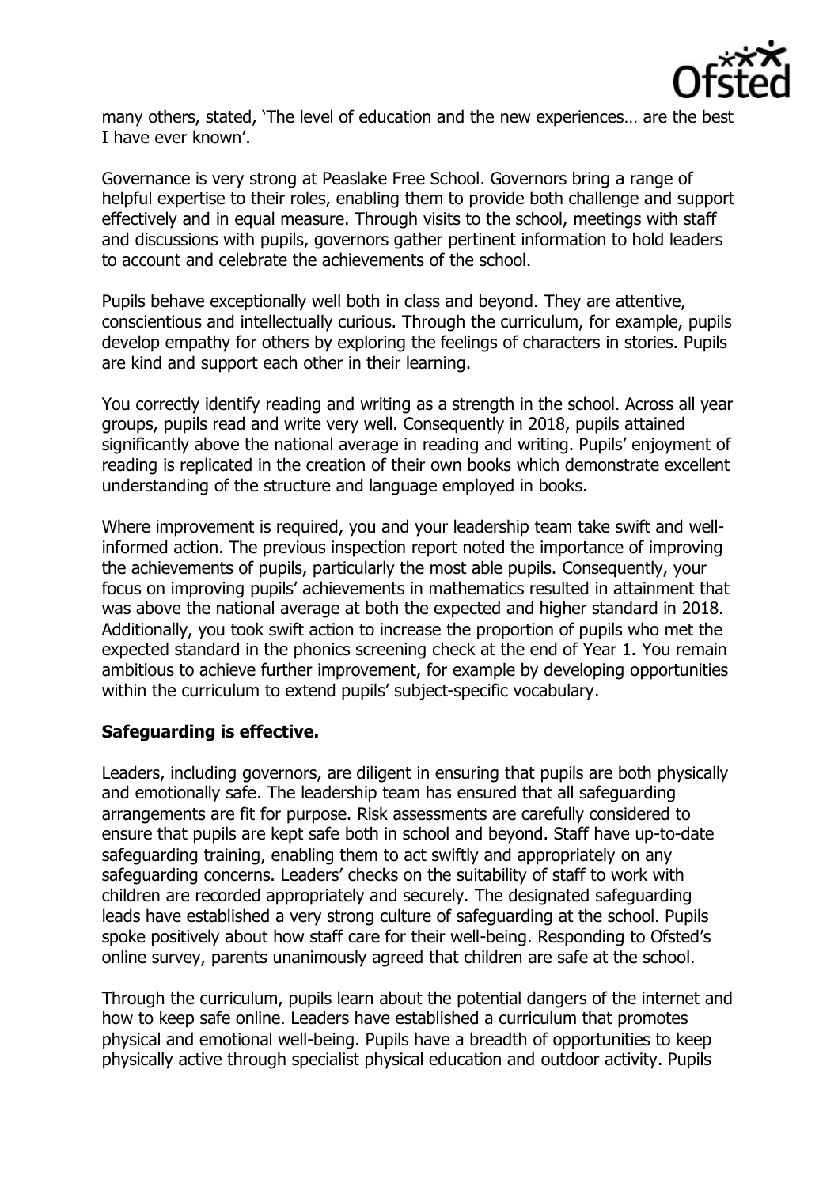many others, stated, 'The level of education and the new experiences… are the best I have ever known'.

Governance is very strong at Peaslake Free School. Governors bring a range of helpful expertise to their roles, enabling them to provide both challenge and support effectively and in equal measure. Through visits to the school, meetings with staff and discussions with pupils, governors gather pertinent information to hold leaders to account and celebrate the achievements of the school.

Pupils behave exceptionally well both in class and beyond. They are attentive, conscientious and intellectually curious. Through the curriculum, for example, pupils develop empathy for others by exploring the feelings of characters in stories. Pupils are kind and support each other in their learning.

You correctly identify reading and writing as a strength in the school. Across all year groups, pupils read and write very well. Consequently in 2018, pupils attained significantly above the national average in reading and writing. Pupils' enjoyment of reading is replicated in the creation of their own books which demonstrate excellent understanding of the structure and language employed in books.

Where improvement is required, you and your leadership team take swift and well-informed action. The previous inspection report noted the importance of improving the achievements of pupils, particularly the most able pupils. Consequently, your focus on improving pupils' achievements in mathematics resulted in attainment that was above the national average at both the expected and higher standard in 2018. Additionally, you took swift action to increase the proportion of pupils who met the expected standard in the phonics screening check at the end of Year 1. You remain ambitious to achieve further improvement, for example by developing opportunities within the curriculum to extend pupils' subject-specific vocabulary.

**Safeguarding is effective.**

Leaders, including governors, are diligent in ensuring that pupils are both physically and emotionally safe. The leadership team has ensured that all safeguarding arrangements are fit for purpose. Risk assessments are carefully considered to ensure that pupils are kept safe both in school and beyond. Staff have up-to-date safeguarding training, enabling them to act swiftly and appropriately on any safeguarding concerns. Leaders' checks on the suitability of staff to work with children are recorded appropriately and securely. The designated safeguarding leads have established a very strong culture of safeguarding at the school. Pupils spoke positively about how staff care for their well-being. Responding to Ofsted's online survey, parents unanimously agreed that children are safe at the school.

Through the curriculum, pupils learn about the potential dangers of the internet and how to keep safe online. Leaders have established a curriculum that promotes physical and emotional well-being. Pupils have a breadth of opportunities to keep physically active through specialist physical education and outdoor activity. Pupils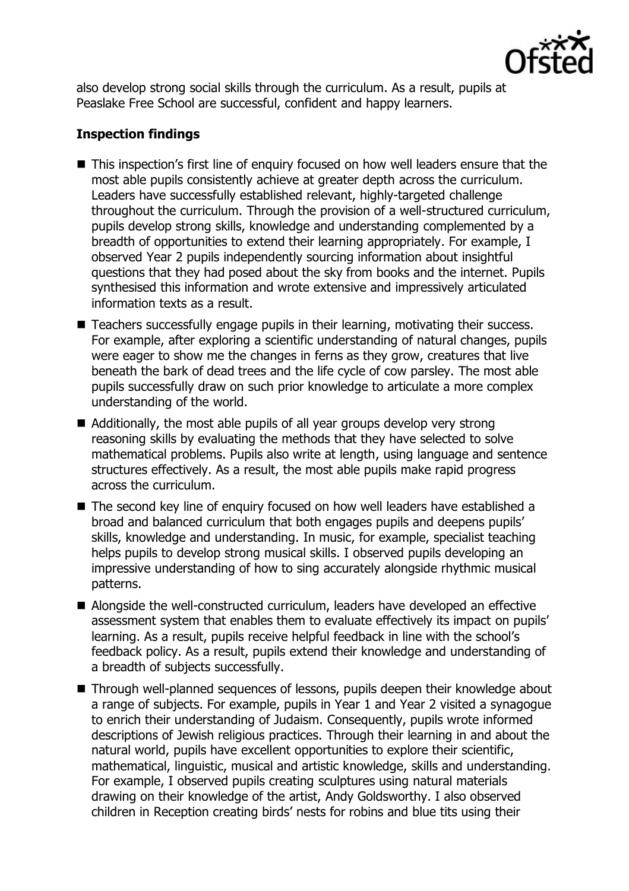also develop strong social skills through the curriculum. As a result, pupils at Peaslake Free School are successful, confident and happy learners.

## Inspection findings

- This inspection's first line of enquiry focused on how well leaders ensure that the most able pupils consistently achieve at greater depth across the curriculum. Leaders have successfully established relevant, highly-targeted challenge throughout the curriculum. Through the provision of a well-structured curriculum, pupils develop strong skills, knowledge and understanding complemented by a breadth of opportunities to extend their learning appropriately. For example, I observed Year 2 pupils independently sourcing information about insightful questions that they had posed about the sky from books and the internet. Pupils synthesised this information and wrote extensive and impressively articulated information texts as a result.
- Teachers successfully engage pupils in their learning, motivating their success. For example, after exploring a scientific understanding of natural changes, pupils were eager to show me the changes in ferns as they grow, creatures that live beneath the bark of dead trees and the life cycle of cow parsley. The most able pupils successfully draw on such prior knowledge to articulate a more complex understanding of the world.
- Additionally, the most able pupils of all year groups develop very strong reasoning skills by evaluating the methods that they have selected to solve mathematical problems. Pupils also write at length, using language and sentence structures effectively. As a result, the most able pupils make rapid progress across the curriculum.
- The second key line of enquiry focused on how well leaders have established a broad and balanced curriculum that both engages pupils and deepens pupils' skills, knowledge and understanding. In music, for example, specialist teaching helps pupils to develop strong musical skills. I observed pupils developing an impressive understanding of how to sing accurately alongside rhythmic musical patterns.
- Alongside the well-constructed curriculum, leaders have developed an effective assessment system that enables them to evaluate effectively its impact on pupils' learning. As a result, pupils receive helpful feedback in line with the school's feedback policy. As a result, pupils extend their knowledge and understanding of a breadth of subjects successfully.
- Through well-planned sequences of lessons, pupils deepen their knowledge about a range of subjects. For example, pupils in Year 1 and Year 2 visited a synagogue to enrich their understanding of Judaism. Consequently, pupils wrote informed descriptions of Jewish religious practices. Through their learning in and about the natural world, pupils have excellent opportunities to explore their scientific, mathematical, linguistic, musical and artistic knowledge, skills and understanding. For example, I observed pupils creating sculptures using natural materials drawing on their knowledge of the artist, Andy Goldsworthy. I also observed children in Reception creating birds' nests for robins and blue tits using their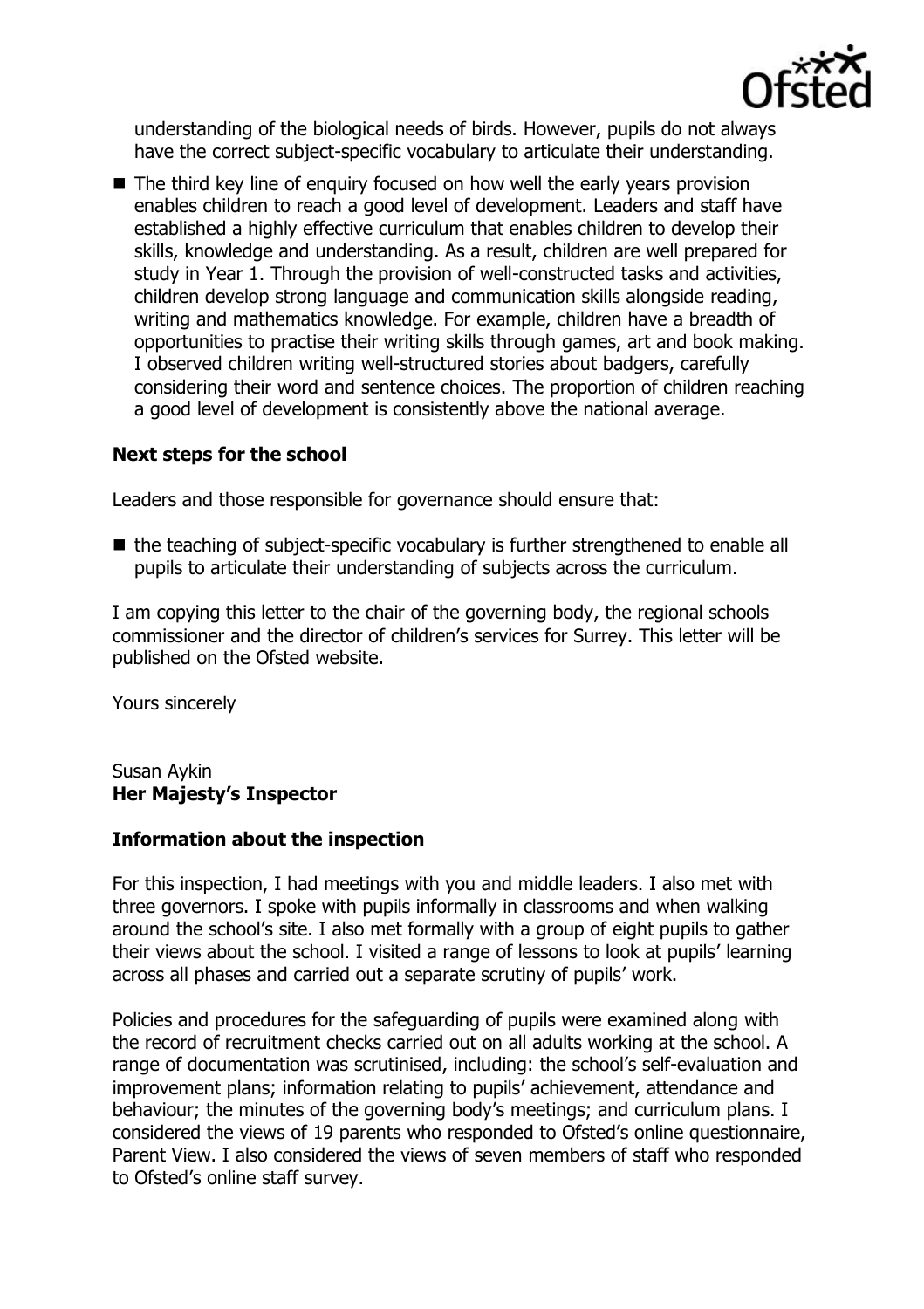understanding of the biological needs of birds. However, pupils do not always have the correct subject-specific vocabulary to articulate their understanding.

- The third key line of enquiry focused on how well the early years provision enables children to reach a good level of development. Leaders and staff have established a highly effective curriculum that enables children to develop their skills, knowledge and understanding. As a result, children are well prepared for study in Year 1. Through the provision of well-constructed tasks and activities, children develop strong language and communication skills alongside reading, writing and mathematics knowledge. For example, children have a breadth of opportunities to practise their writing skills through games, art and book making. I observed children writing well-structured stories about badgers, carefully considering their word and sentence choices. The proportion of children reaching a good level of development is consistently above the national average.

**Next steps for the school**

Leaders and those responsible for governance should ensure that:

- the teaching of subject-specific vocabulary is further strengthened to enable all pupils to articulate their understanding of subjects across the curriculum.

I am copying this letter to the chair of the governing body, the regional schools commissioner and the director of children's services for Surrey. This letter will be published on the Ofsted website.

Yours sincerely

Susan Aykin
**Her Majesty's Inspector**

**Information about the inspection**

For this inspection, I had meetings with you and middle leaders. I also met with three governors. I spoke with pupils informally in classrooms and when walking around the school's site. I also met formally with a group of eight pupils to gather their views about the school. I visited a range of lessons to look at pupils' learning across all phases and carried out a separate scrutiny of pupils' work.

Policies and procedures for the safeguarding of pupils were examined along with the record of recruitment checks carried out on all adults working at the school. A range of documentation was scrutinised, including: the school's self-evaluation and improvement plans; information relating to pupils' achievement, attendance and behaviour; the minutes of the governing body's meetings; and curriculum plans. I considered the views of 19 parents who responded to Ofsted's online questionnaire, Parent View. I also considered the views of seven members of staff who responded to Ofsted's online staff survey.